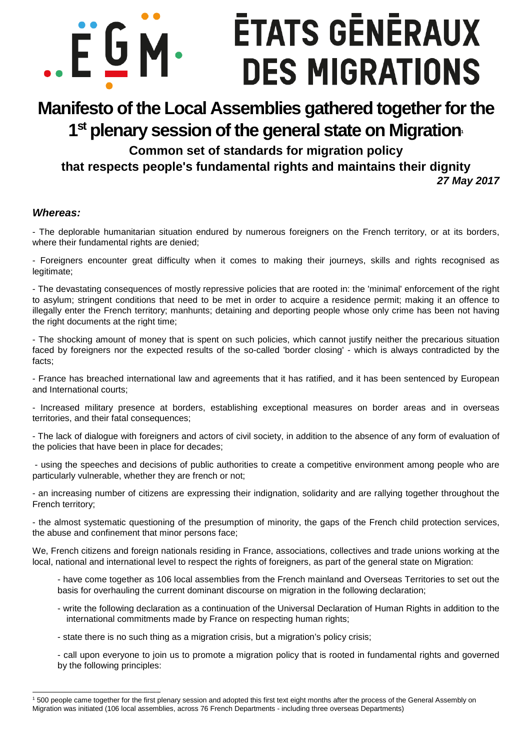# ÉTATS GÉNÉRAUX DES MIGRATIONS

# Manifesto of the Local Assemblies gathered together for the 1st plenary session of the general state on Migration[1]

## Common set of standards for migration policy that respects people's fundamental rights and maintains their dignity

***27 May 2017***

***Whereas:***

- The deplorable humanitarian situation endured by numerous foreigners on the French territory, or at its borders, where their fundamental rights are denied;

- Foreigners encounter great difficulty when it comes to making their journeys, skills and rights recognised as legitimate;

- The devastating consequences of mostly repressive policies that are rooted in: the 'minimal' enforcement of the right to asylum; stringent conditions that need to be met in order to acquire a residence permit; making it an offence to illegally enter the French territory; manhunts; detaining and deporting people whose only crime has been not having the right documents at the right time;

- The shocking amount of money that is spent on such policies, which cannot justify neither the precarious situation faced by foreigners nor the expected results of the so-called 'border closing' - which is always contradicted by the facts;

- France has breached international law and agreements that it has ratified, and it has been sentenced by European and International courts;

- Increased military presence at borders, establishing exceptional measures on border areas and in overseas territories, and their fatal consequences;

- The lack of dialogue with foreigners and actors of civil society, in addition to the absence of any form of evaluation of the policies that have been in place for decades;

- using the speeches and decisions of public authorities to create a competitive environment among people who are particularly vulnerable, whether they are french or not;

- an increasing number of citizens are expressing their indignation, solidarity and are rallying together throughout the French territory;

- the almost systematic questioning of the presumption of minority, the gaps of the French child protection services, the abuse and confinement that minor persons face;

We, French citizens and foreign nationals residing in France, associations, collectives and trade unions working at the local, national and international level to respect the rights of foreigners, as part of the general state on Migration:

- have come together as 106 local assemblies from the French mainland and Overseas Territories to set out the basis for overhauling the current dominant discourse on migration in the following declaration;
- write the following declaration as a continuation of the Universal Declaration of Human Rights in addition to the international commitments made by France on respecting human rights;
- state there is no such thing as a migration crisis, but a migration's policy crisis;
- call upon everyone to join us to promote a migration policy that is rooted in fundamental rights and governed by the following principles:

---

[1] 500 people came together for the first plenary session and adopted this first text eight months after the process of the General Assembly on Migration was initiated (106 local assemblies, across 76 French Departments - including three overseas Departments)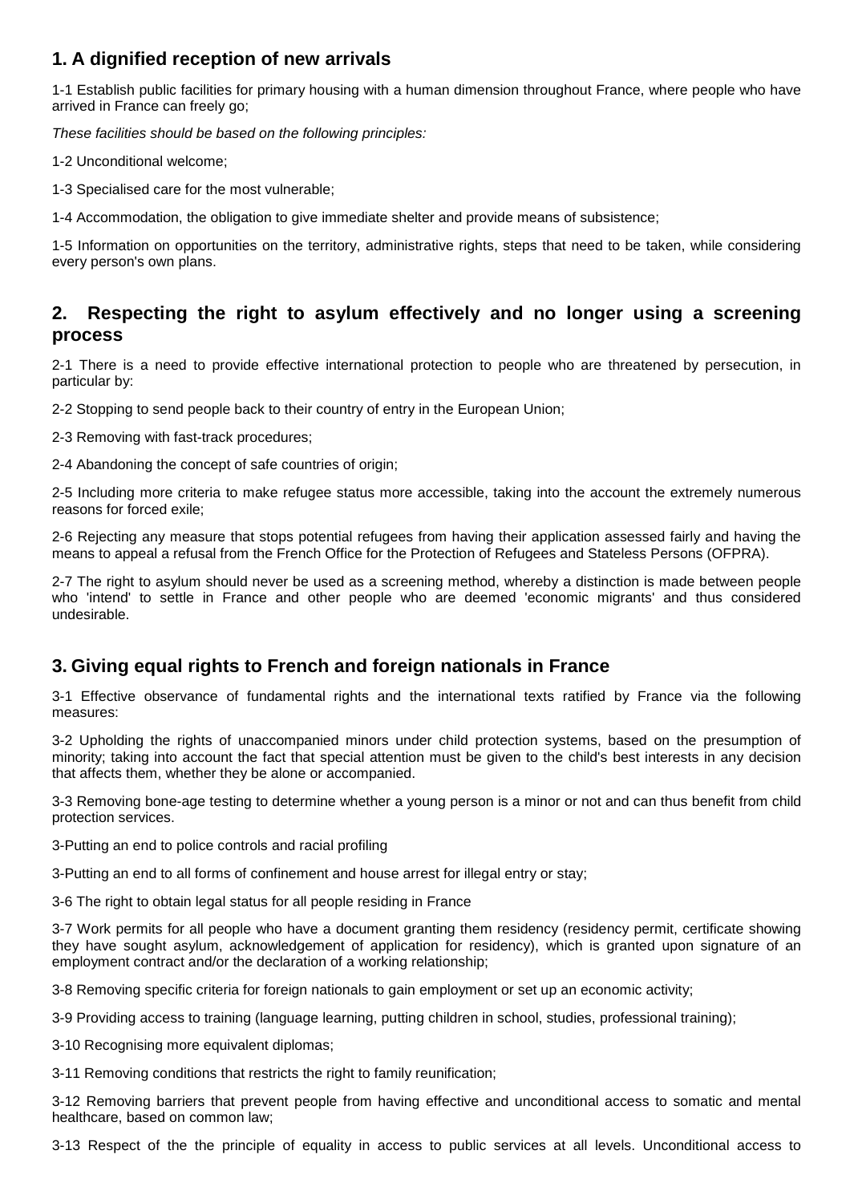## 1. A dignified reception of new arrivals

1-1 Establish public facilities for primary housing with a human dimension throughout France, where people who have arrived in France can freely go;

*These facilities should be based on the following principles:*

1-2 Unconditional welcome;

1-3 Specialised care for the most vulnerable;

1-4 Accommodation, the obligation to give immediate shelter and provide means of subsistence;

1-5 Information on opportunities on the territory, administrative rights, steps that need to be taken, while considering every person's own plans.

## 2. Respecting the right to asylum effectively and no longer using a screening process

2-1 There is a need to provide effective international protection to people who are threatened by persecution, in particular by:

2-2 Stopping to send people back to their country of entry in the European Union;

2-3 Removing with fast-track procedures;

2-4 Abandoning the concept of safe countries of origin;

2-5 Including more criteria to make refugee status more accessible, taking into the account the extremely numerous reasons for forced exile;

2-6 Rejecting any measure that stops potential refugees from having their application assessed fairly and having the means to appeal a refusal from the French Office for the Protection of Refugees and Stateless Persons (OFPRA).

2-7 The right to asylum should never be used as a screening method, whereby a distinction is made between people who 'intend' to settle in France and other people who are deemed 'economic migrants' and thus considered undesirable.

## 3. Giving equal rights to French and foreign nationals in France

3-1 Effective observance of fundamental rights and the international texts ratified by France via the following measures:

3-2 Upholding the rights of unaccompanied minors under child protection systems, based on the presumption of minority; taking into account the fact that special attention must be given to the child's best interests in any decision that affects them, whether they be alone or accompanied.

3-3 Removing bone-age testing to determine whether a young person is a minor or not and can thus benefit from child protection services.

3-Putting an end to police controls and racial profiling

3-Putting an end to all forms of confinement and house arrest for illegal entry or stay;

3-6 The right to obtain legal status for all people residing in France

3-7 Work permits for all people who have a document granting them residency (residency permit, certificate showing they have sought asylum, acknowledgement of application for residency), which is granted upon signature of an employment contract and/or the declaration of a working relationship;

3-8 Removing specific criteria for foreign nationals to gain employment or set up an economic activity;

3-9 Providing access to training (language learning, putting children in school, studies, professional training);

3-10 Recognising more equivalent diplomas;

3-11 Removing conditions that restricts the right to family reunification;

3-12 Removing barriers that prevent people from having effective and unconditional access to somatic and mental healthcare, based on common law;

3-13 Respect of the the principle of equality in access to public services at all levels. Unconditional access to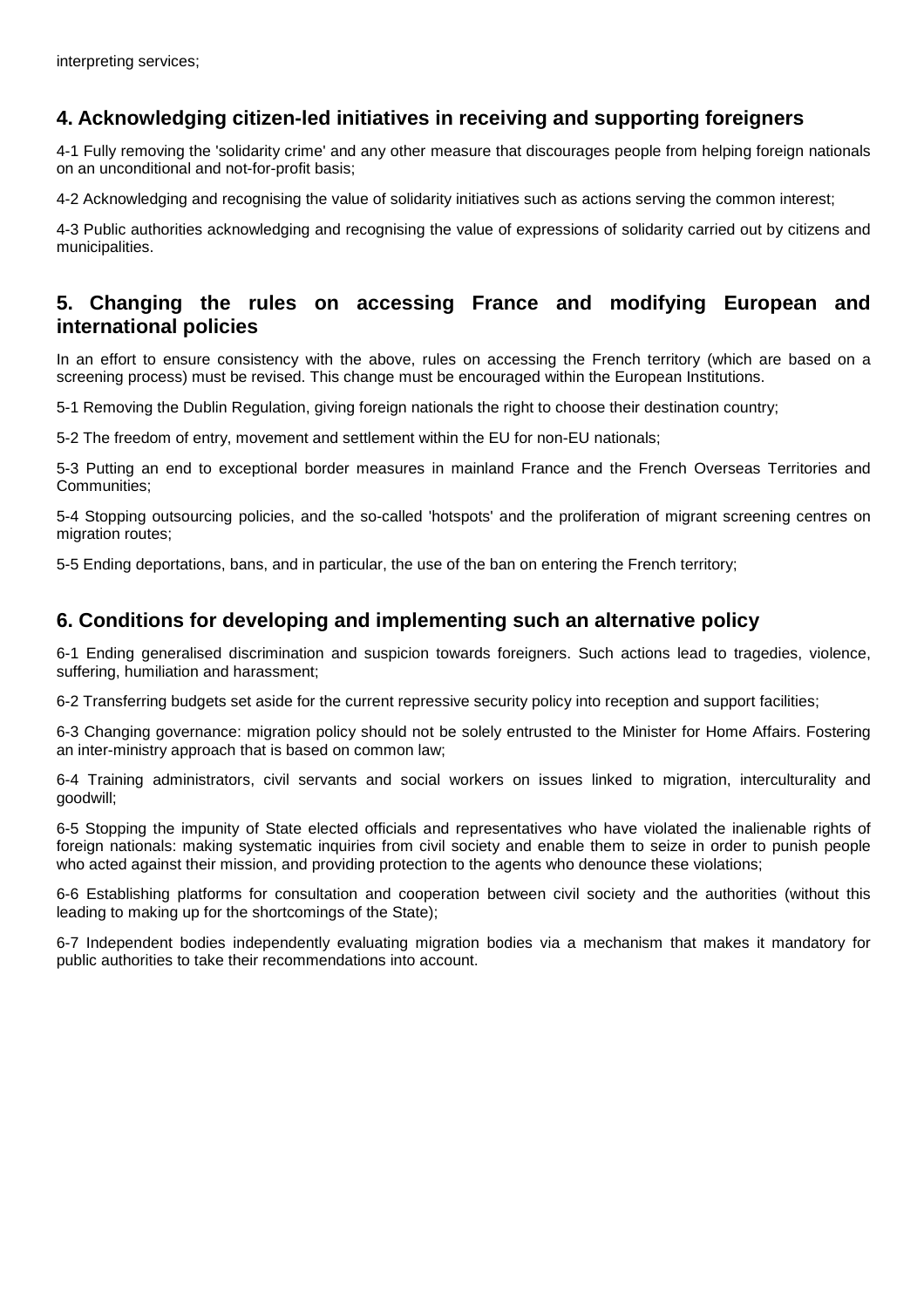interpreting services;

## 4. Acknowledging citizen-led initiatives in receiving and supporting foreigners

4-1 Fully removing the 'solidarity crime' and any other measure that discourages people from helping foreign nationals on an unconditional and not-for-profit basis;

4-2 Acknowledging and recognising the value of solidarity initiatives such as actions serving the common interest;

4-3 Public authorities acknowledging and recognising the value of expressions of solidarity carried out by citizens and municipalities.

## 5. Changing the rules on accessing France and modifying European and international policies

In an effort to ensure consistency with the above, rules on accessing the French territory (which are based on a screening process) must be revised. This change must be encouraged within the European Institutions.

5-1 Removing the Dublin Regulation, giving foreign nationals the right to choose their destination country;

5-2 The freedom of entry, movement and settlement within the EU for non-EU nationals;

5-3 Putting an end to exceptional border measures in mainland France and the French Overseas Territories and Communities;

5-4 Stopping outsourcing policies, and the so-called 'hotspots' and the proliferation of migrant screening centres on migration routes;

5-5 Ending deportations, bans, and in particular, the use of the ban on entering the French territory;

## 6. Conditions for developing and implementing such an alternative policy

6-1 Ending generalised discrimination and suspicion towards foreigners. Such actions lead to tragedies, violence, suffering, humiliation and harassment;

6-2 Transferring budgets set aside for the current repressive security policy into reception and support facilities;

6-3 Changing governance: migration policy should not be solely entrusted to the Minister for Home Affairs. Fostering an inter-ministry approach that is based on common law;

6-4 Training administrators, civil servants and social workers on issues linked to migration, interculturality and goodwill;

6-5 Stopping the impunity of State elected officials and representatives who have violated the inalienable rights of foreign nationals: making systematic inquiries from civil society and enable them to seize in order to punish people who acted against their mission, and providing protection to the agents who denounce these violations;

6-6 Establishing platforms for consultation and cooperation between civil society and the authorities (without this leading to making up for the shortcomings of the State);

6-7 Independent bodies independently evaluating migration bodies via a mechanism that makes it mandatory for public authorities to take their recommendations into account.